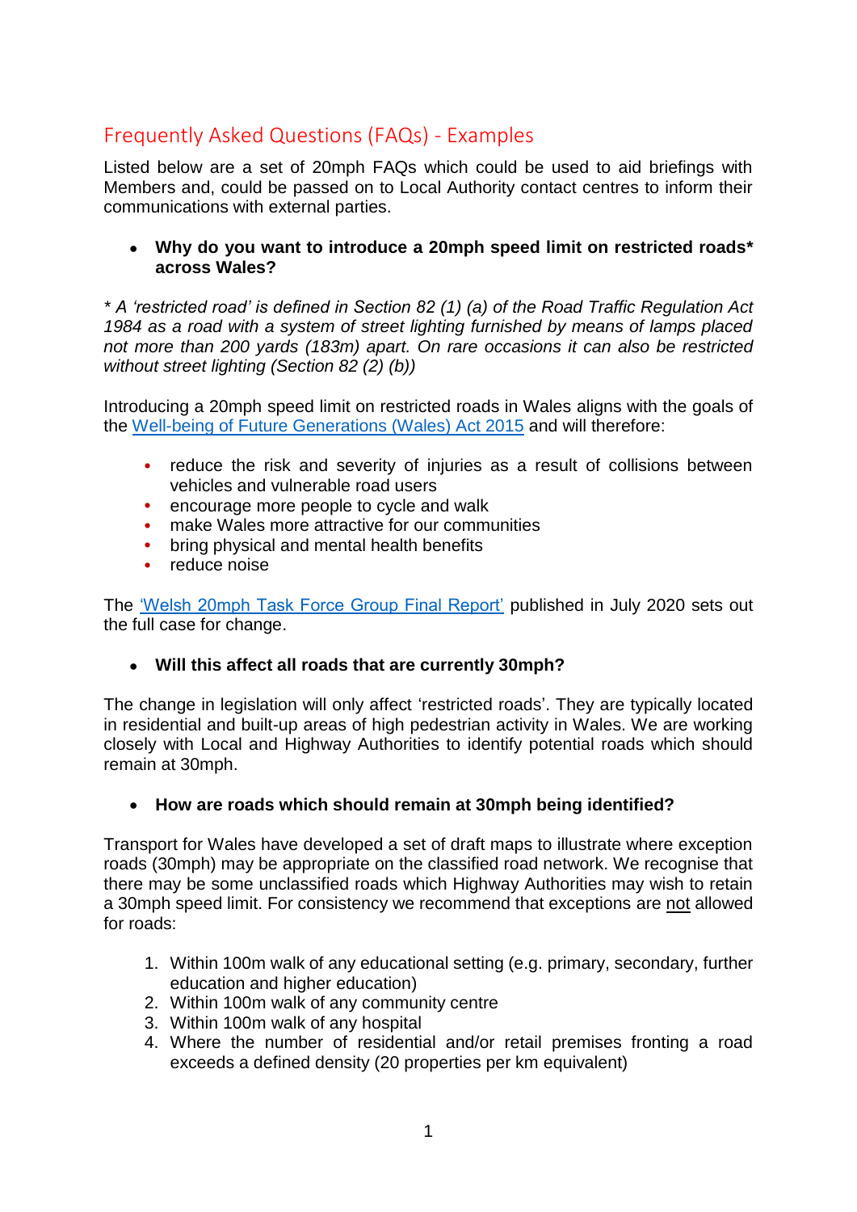## Frequently Asked Questions (FAQs) - Examples

Listed below are a set of 20mph FAQs which could be used to aid briefings with Members and, could be passed on to Local Authority contact centres to inform their communications with external parties.

- **Why do you want to introduce a 20mph speed limit on restricted roads* across Wales?**

*\* A 'restricted road' is defined in Section 82 (1) (a) of the Road Traffic Regulation Act 1984 as a road with a system of street lighting furnished by means of lamps placed not more than 200 yards (183m) apart. On rare occasions it can also be restricted without street lighting (Section 82 (2) (b))*

Introducing a 20mph speed limit on restricted roads in Wales aligns with the goals of the Well-being of Future Generations (Wales) Act 2015 and will therefore:

- reduce the risk and severity of injuries as a result of collisions between vehicles and vulnerable road users
- encourage more people to cycle and walk
- make Wales more attractive for our communities
- bring physical and mental health benefits
- reduce noise

The 'Welsh 20mph Task Force Group Final Report' published in July 2020 sets out the full case for change.

- **Will this affect all roads that are currently 30mph?**

The change in legislation will only affect 'restricted roads'. They are typically located in residential and built-up areas of high pedestrian activity in Wales. We are working closely with Local and Highway Authorities to identify potential roads which should remain at 30mph.

- **How are roads which should remain at 30mph being identified?**

Transport for Wales have developed a set of draft maps to illustrate where exception roads (30mph) may be appropriate on the classified road network. We recognise that there may be some unclassified roads which Highway Authorities may wish to retain a 30mph speed limit. For consistency we recommend that exceptions are not allowed for roads:

1. Within 100m walk of any educational setting (e.g. primary, secondary, further education and higher education)
2. Within 100m walk of any community centre
3. Within 100m walk of any hospital
4. Where the number of residential and/or retail premises fronting a road exceeds a defined density (20 properties per km equivalent)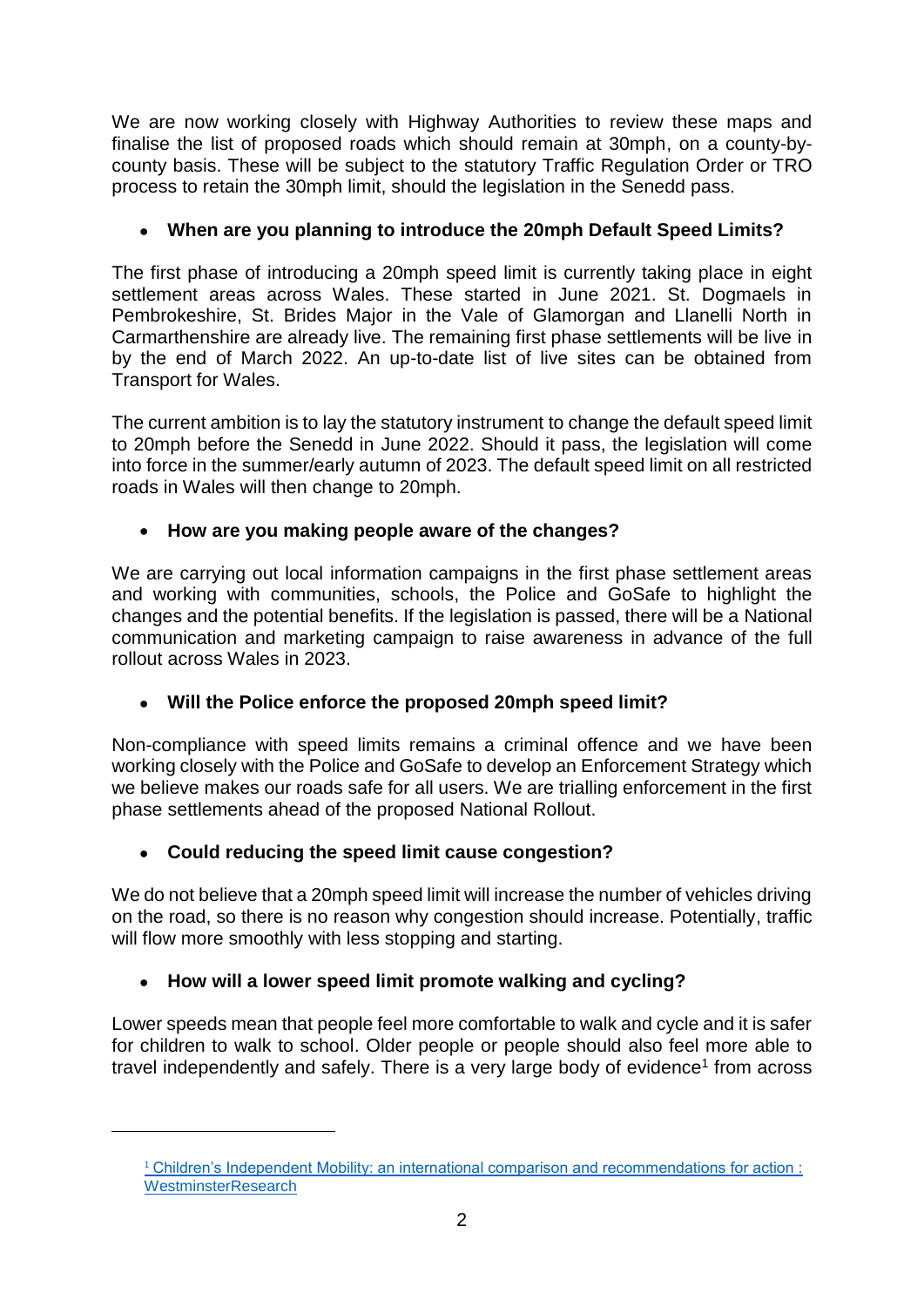We are now working closely with Highway Authorities to review these maps and finalise the list of proposed roads which should remain at 30mph, on a county-by-county basis. These will be subject to the statutory Traffic Regulation Order or TRO process to retain the 30mph limit, should the legislation in the Senedd pass.

- **When are you planning to introduce the 20mph Default Speed Limits?**

The first phase of introducing a 20mph speed limit is currently taking place in eight settlement areas across Wales. These started in June 2021. St. Dogmaels in Pembrokeshire, St. Brides Major in the Vale of Glamorgan and Llanelli North in Carmarthenshire are already live. The remaining first phase settlements will be live in by the end of March 2022. An up-to-date list of live sites can be obtained from Transport for Wales.

The current ambition is to lay the statutory instrument to change the default speed limit to 20mph before the Senedd in June 2022. Should it pass, the legislation will come into force in the summer/early autumn of 2023. The default speed limit on all restricted roads in Wales will then change to 20mph.

- **How are you making people aware of the changes?**

We are carrying out local information campaigns in the first phase settlement areas and working with communities, schools, the Police and GoSafe to highlight the changes and the potential benefits. If the legislation is passed, there will be a National communication and marketing campaign to raise awareness in advance of the full rollout across Wales in 2023.

- **Will the Police enforce the proposed 20mph speed limit?**

Non-compliance with speed limits remains a criminal offence and we have been working closely with the Police and GoSafe to develop an Enforcement Strategy which we believe makes our roads safe for all users. We are trialling enforcement in the first phase settlements ahead of the proposed National Rollout.

- **Could reducing the speed limit cause congestion?**

We do not believe that a 20mph speed limit will increase the number of vehicles driving on the road, so there is no reason why congestion should increase. Potentially, traffic will flow more smoothly with less stopping and starting.

- **How will a lower speed limit promote walking and cycling?**

Lower speeds mean that people feel more comfortable to walk and cycle and it is safer for children to walk to school. Older people or people should also feel more able to travel independently and safely. There is a very large body of evidence[1] from across

---

[1] [Children's Independent Mobility: an international comparison and recommendations for action : WestminsterResearch]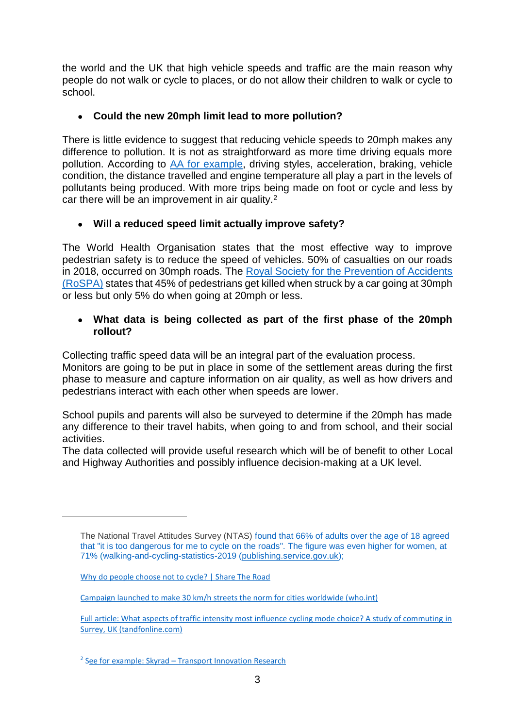the world and the UK that high vehicle speeds and traffic are the main reason why people do not walk or cycle to places, or do not allow their children to walk or cycle to school.

- **Could the new 20mph limit lead to more pollution?**

There is little evidence to suggest that reducing vehicle speeds to 20mph makes any difference to pollution. It is not as straightforward as more time driving equals more pollution. According to [AA for example](), driving styles, acceleration, braking, vehicle condition, the distance travelled and engine temperature all play a part in the levels of pollutants being produced. With more trips being made on foot or cycle and less by car there will be an improvement in air quality.[2]

- **Will a reduced speed limit actually improve safety?**

The World Health Organisation states that the most effective way to improve pedestrian safety is to reduce the speed of vehicles. 50% of casualties on our roads in 2018, occurred on 30mph roads. The [Royal Society for the Prevention of Accidents (RoSPA)]() states that 45% of pedestrians get killed when struck by a car going at 30mph or less but only 5% do when going at 20mph or less.

- **What data is being collected as part of the first phase of the 20mph rollout?**

Collecting traffic speed data will be an integral part of the evaluation process.
Monitors are going to be put in place in some of the settlement areas during the first phase to measure and capture information on air quality, as well as how drivers and pedestrians interact with each other when speeds are lower.

School pupils and parents will also be surveyed to determine if the 20mph has made any difference to their travel habits, when going to and from school, and their social activities.
The data collected will provide useful research which will be of benefit to other Local and Highway Authorities and possibly influence decision-making at a UK level.

---

The National Travel Attitudes Survey (NTAS) found that 66% of adults over the age of 18 agreed that "it is too dangerous for me to cycle on the roads". The figure was even higher for women, at 71% (walking-and-cycling-statistics-2019 (publishing.service.gov.uk);

[Why do people choose not to cycle? | Share The Road]()

[Campaign launched to make 30 km/h streets the norm for cities worldwide (who.int)]()

[Full article: What aspects of traffic intensity most influence cycling mode choice? A study of commuting in Surrey, UK (tandfonline.com)]()

[2] [See for example: Skyrad – Transport Innovation Research]()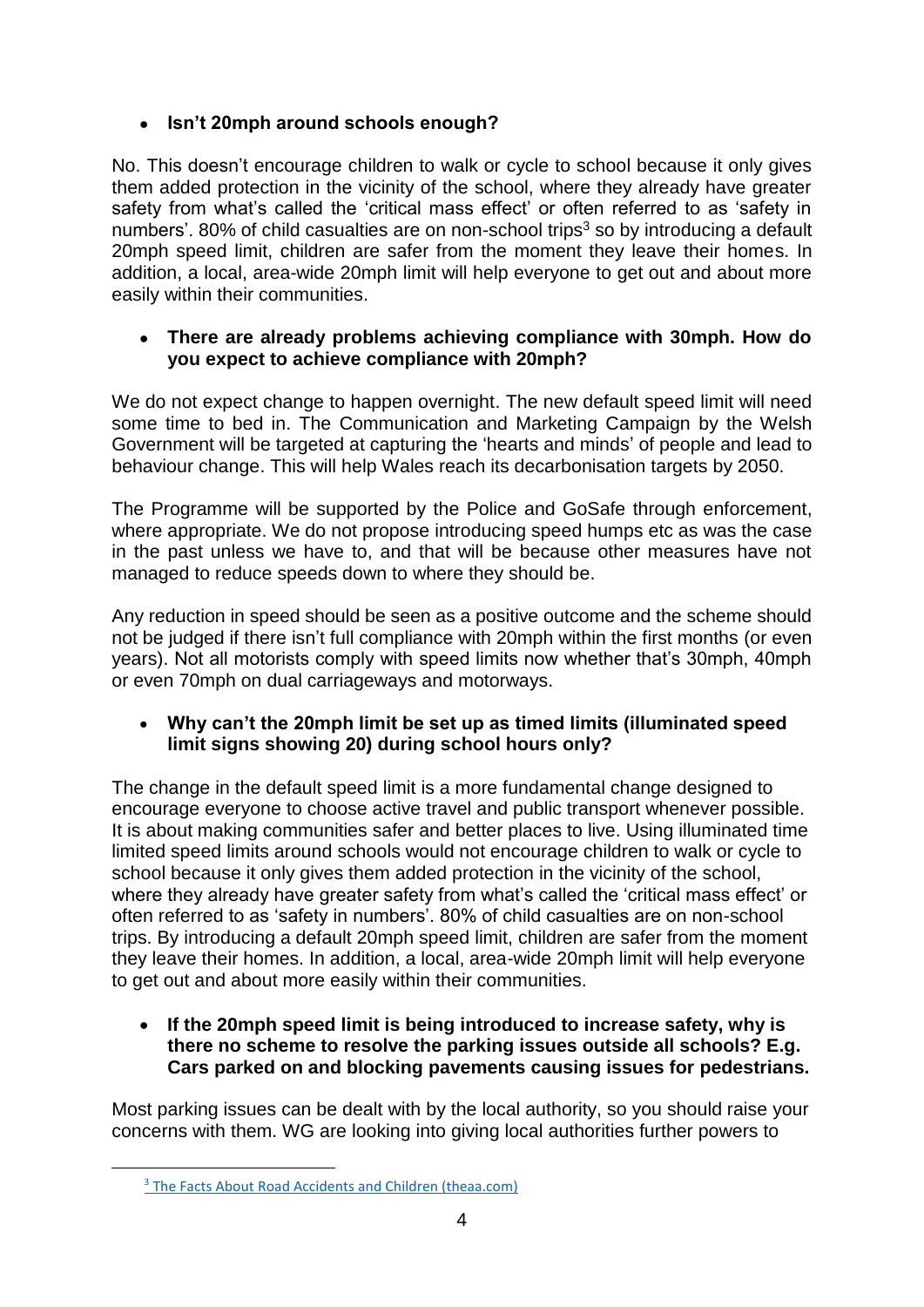- **Isn't 20mph around schools enough?**

No. This doesn't encourage children to walk or cycle to school because it only gives them added protection in the vicinity of the school, where they already have greater safety from what's called the 'critical mass effect' or often referred to as 'safety in numbers'. 80% of child casualties are on non-school trips[3] so by introducing a default 20mph speed limit, children are safer from the moment they leave their homes. In addition, a local, area-wide 20mph limit will help everyone to get out and about more easily within their communities.

- **There are already problems achieving compliance with 30mph. How do you expect to achieve compliance with 20mph?**

We do not expect change to happen overnight. The new default speed limit will need some time to bed in. The Communication and Marketing Campaign by the Welsh Government will be targeted at capturing the 'hearts and minds' of people and lead to behaviour change. This will help Wales reach its decarbonisation targets by 2050.

The Programme will be supported by the Police and GoSafe through enforcement, where appropriate. We do not propose introducing speed humps etc as was the case in the past unless we have to, and that will be because other measures have not managed to reduce speeds down to where they should be.

Any reduction in speed should be seen as a positive outcome and the scheme should not be judged if there isn't full compliance with 20mph within the first months (or even years). Not all motorists comply with speed limits now whether that's 30mph, 40mph or even 70mph on dual carriageways and motorways.

- **Why can't the 20mph limit be set up as timed limits (illuminated speed limit signs showing 20) during school hours only?**

The change in the default speed limit is a more fundamental change designed to encourage everyone to choose active travel and public transport whenever possible. It is about making communities safer and better places to live. Using illuminated time limited speed limits around schools would not encourage children to walk or cycle to school because it only gives them added protection in the vicinity of the school, where they already have greater safety from what's called the 'critical mass effect' or often referred to as 'safety in numbers'. 80% of child casualties are on non-school trips. By introducing a default 20mph speed limit, children are safer from the moment they leave their homes. In addition, a local, area-wide 20mph limit will help everyone to get out and about more easily within their communities.

- **If the 20mph speed limit is being introduced to increase safety, why is there no scheme to resolve the parking issues outside all schools? E.g. Cars parked on and blocking pavements causing issues for pedestrians.**

Most parking issues can be dealt with by the local authority, so you should raise your concerns with them. WG are looking into giving local authorities further powers to

---

[3] The Facts About Road Accidents and Children (theaa.com)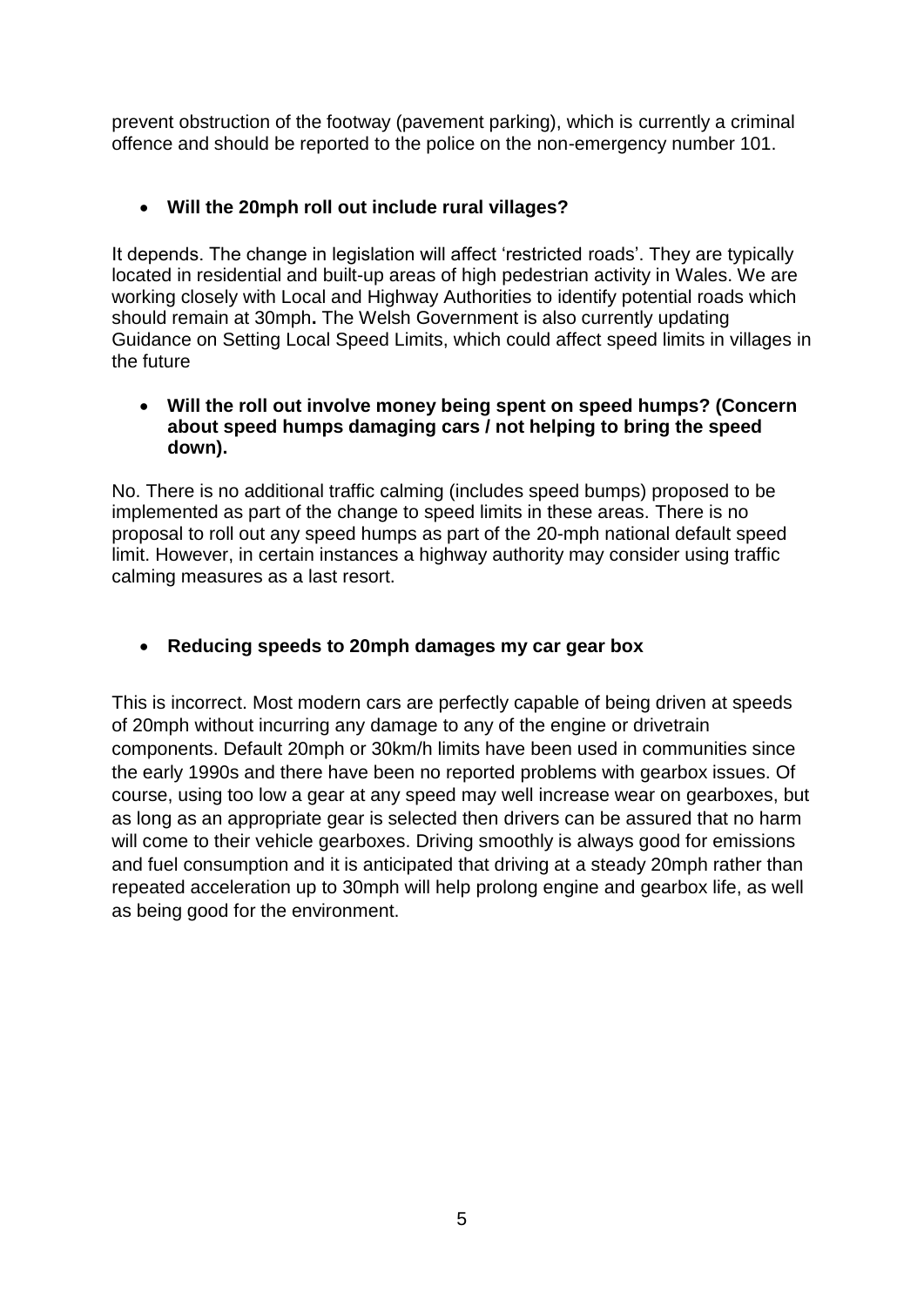prevent obstruction of the footway (pavement parking), which is currently a criminal offence and should be reported to the police on the non-emergency number 101.

- **Will the 20mph roll out include rural villages?**

It depends. The change in legislation will affect 'restricted roads'. They are typically located in residential and built-up areas of high pedestrian activity in Wales. We are working closely with Local and Highway Authorities to identify potential roads which should remain at 30mph**.** The Welsh Government is also currently updating Guidance on Setting Local Speed Limits, which could affect speed limits in villages in the future

- **Will the roll out involve money being spent on speed humps? (Concern about speed humps damaging cars / not helping to bring the speed down).**

No. There is no additional traffic calming (includes speed bumps) proposed to be implemented as part of the change to speed limits in these areas. There is no proposal to roll out any speed humps as part of the 20-mph national default speed limit. However, in certain instances a highway authority may consider using traffic calming measures as a last resort.

- **Reducing speeds to 20mph damages my car gear box**

This is incorrect. Most modern cars are perfectly capable of being driven at speeds of 20mph without incurring any damage to any of the engine or drivetrain components. Default 20mph or 30km/h limits have been used in communities since the early 1990s and there have been no reported problems with gearbox issues. Of course, using too low a gear at any speed may well increase wear on gearboxes, but as long as an appropriate gear is selected then drivers can be assured that no harm will come to their vehicle gearboxes. Driving smoothly is always good for emissions and fuel consumption and it is anticipated that driving at a steady 20mph rather than repeated acceleration up to 30mph will help prolong engine and gearbox life, as well as being good for the environment.